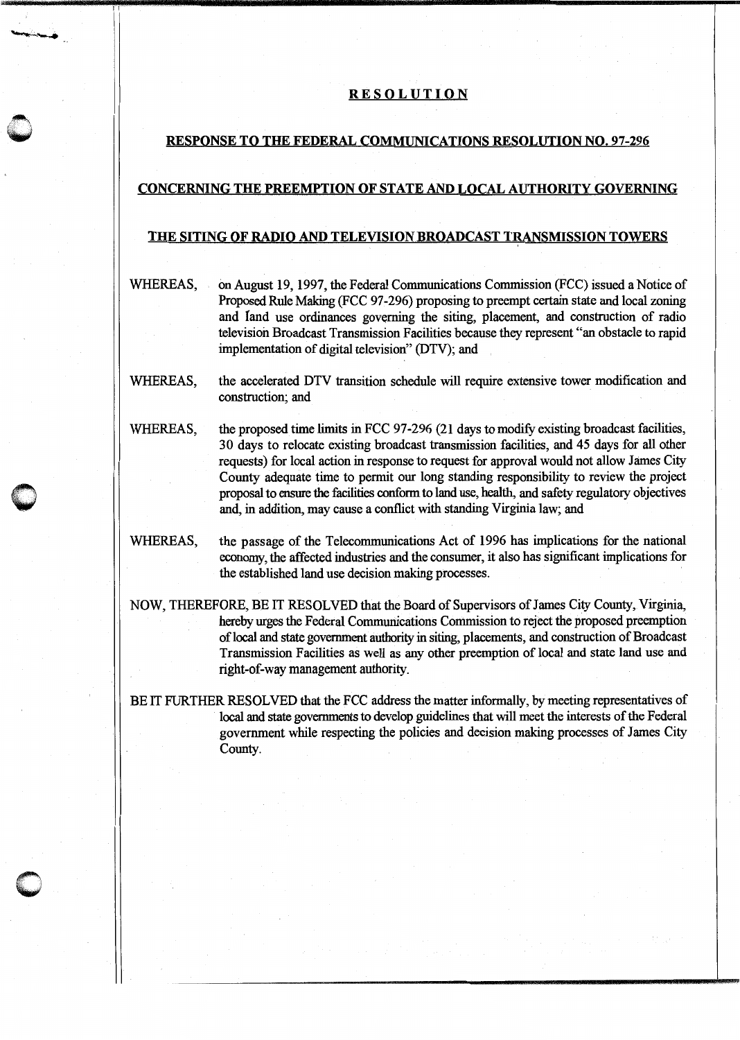# RESOLUTION

## RESPONSE TO THE FEDERAL COMMUNICATIONS RESOLUTION NO. 97-296

## CONCERNING THE PREEMPTION OF STATE AND LOCAL AUTHORITY GOVERNING

## THE SITING OF RADIO AND TELEVISION BROADCAST TRANSMISSION TOWERS

WHEREAS, on August 19, 1997, the Federal Communications Commission (FCC) issued a Notice of Proposed Rule Making (FCC 97-296) proposing to preempt certain state and local zoning and land use ordinances governing the siting, placement, and construction of radio television Broadcast Transmission Facilities because they represent "an obstacle to rapid implementation of digital television" (DTV); and

WHEREAS, the accelerated DTV transition schedule will require extensive tower modification and construction; and

WHEREAS, the proposed time limits in FCC 97-296 (21 days to modify existing broadcast facilities, 30 days to relocate existing broadcast transmission facilities, and 45 days for all other requests) for local action in response to request for approval would not allow James City County adequate time to permit our long standing responsibility to review the project proposal to ensure the facilities conform to land use, health, and safety regulatory objectives and, in addition, may cause a conflict with standing Virginia law; and

WHEREAS, the passage of the Telecommunications Act of 1996 has implications for the national economy, the affected industries and the consumer, it also has significant implications for the established land use decision making processes.

NOW, THEREFORE, BE IT RESOLVED that the Board of Supervisors of James City County, Virginia, hereby urges the Federal Communications Commission to reject the proposed preemption of local and state government authority in siting, placements, and construction of Broadcast Transmission Facilities as well as any other preemption of local and state land use and right-of-way management authority.

BE IT FURTHER RESOLVED that the FCC address the matter informally, by meeting representatives of local and state governments to develop guidelines that will meet the interests of the Federal government while respecting the policies and decision making processes of James City County.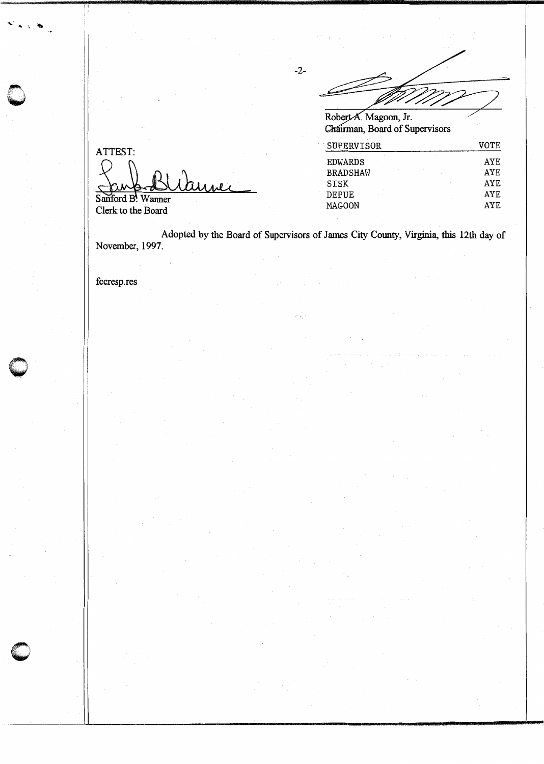Robert A. Magoon, Jr.
Chairman, Board of Supervisors

ATTEST:

Sanford B. Wanner
Clerk to the Board

| SUPERVISOR | VOTE |
|---|---|
| EDWARDS | AYE |
| BRADSHAW | AYE |
| SISK | AYE |
| DEPUE | AYE |
| MAGOON | AYE |

Adopted by the Board of Supervisors of James City County, Virginia, this 12th day of November, 1997.

fccresp.res